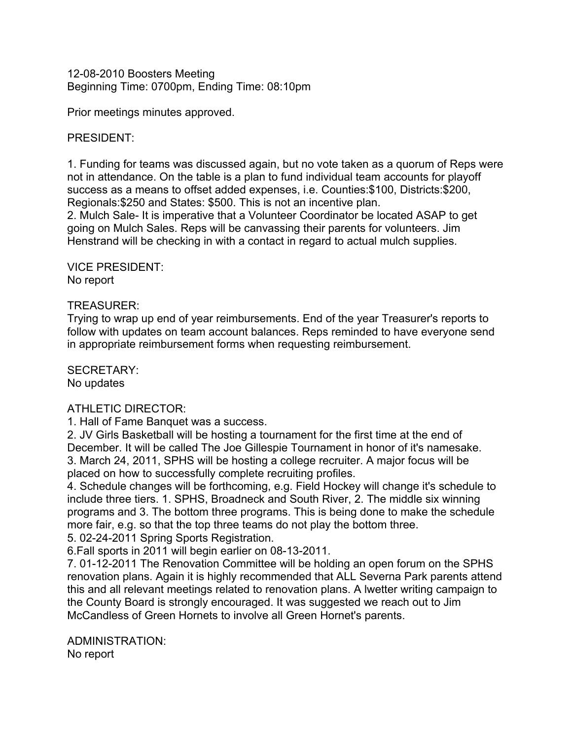12-08-2010 Boosters Meeting
Beginning Time: 0700pm, Ending Time: 08:10pm

Prior meetings minutes approved.

PRESIDENT:

1. Funding for teams was discussed again, but no vote taken as a quorum of Reps were not in attendance. On the table is a plan to fund individual team accounts for playoff success as a means to offset added expenses, i.e. Counties:$100, Districts:$200, Regionals:$250 and States: $500. This is not an incentive plan.
2. Mulch Sale- It is imperative that a Volunteer Coordinator be located ASAP to get going on Mulch Sales. Reps will be canvassing their parents for volunteers. Jim Henstrand will be checking in with a contact in regard to actual mulch supplies.

VICE PRESIDENT:
No report

TREASURER:
Trying to wrap up end of year reimbursements. End of the year Treasurer's reports to follow with updates on team account balances. Reps reminded to have everyone send in appropriate reimbursement forms when requesting reimbursement.

SECRETARY:
No updates

ATHLETIC DIRECTOR:
1. Hall of Fame Banquet was a success.
2. JV Girls Basketball will be hosting a tournament for the first time at the end of December. It will be called The Joe Gillespie Tournament in honor of it's namesake.
3. March 24, 2011, SPHS will be hosting a college recruiter. A major focus will be placed on how to successfully complete recruiting profiles.
4. Schedule changes will be forthcoming, e.g. Field Hockey will change it's schedule to include three tiers. 1. SPHS, Broadneck and South River, 2. The middle six winning programs and 3. The bottom three programs. This is being done to make the schedule more fair, e.g. so that the top three teams do not play the bottom three.
5. 02-24-2011 Spring Sports Registration.
6.Fall sports in 2011 will begin earlier on 08-13-2011.
7. 01-12-2011 The Renovation Committee will be holding an open forum on the SPHS renovation plans. Again it is highly recommended that ALL Severna Park parents attend this and all relevant meetings related to renovation plans. A lwetter writing campaign to the County Board is strongly encouraged. It was suggested we reach out to Jim McCandless of Green Hornets to involve all Green Hornet's parents.

ADMINISTRATION:
No report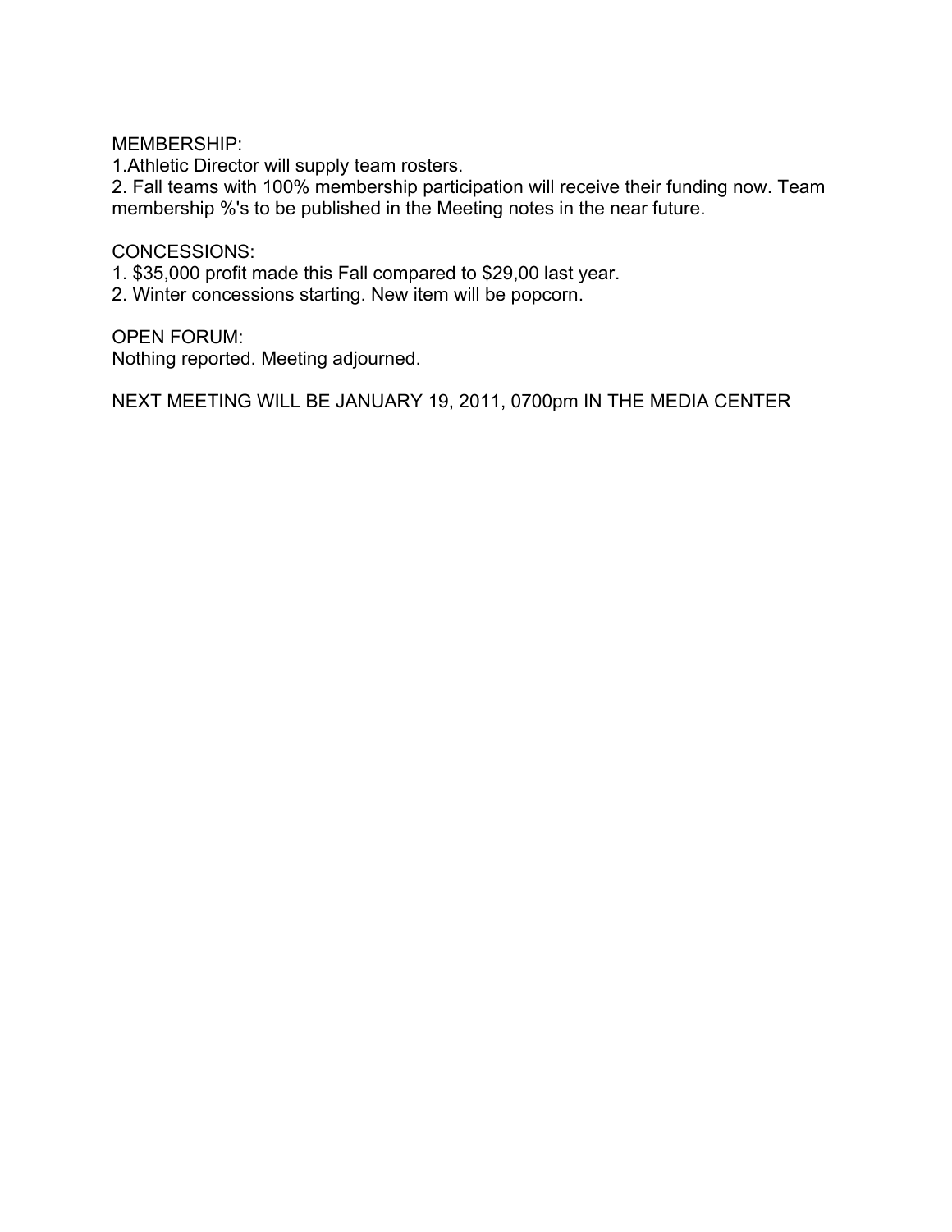MEMBERSHIP:

1.Athletic Director will supply team rosters.

2. Fall teams with 100% membership participation will receive their funding now. Team membership %'s to be published in the Meeting notes in the near future.

CONCESSIONS:

1. $35,000 profit made this Fall compared to $29,00 last year.

2. Winter concessions starting. New item will be popcorn.

OPEN FORUM:

Nothing reported. Meeting adjourned.

NEXT MEETING WILL BE JANUARY 19, 2011, 0700pm IN THE MEDIA CENTER